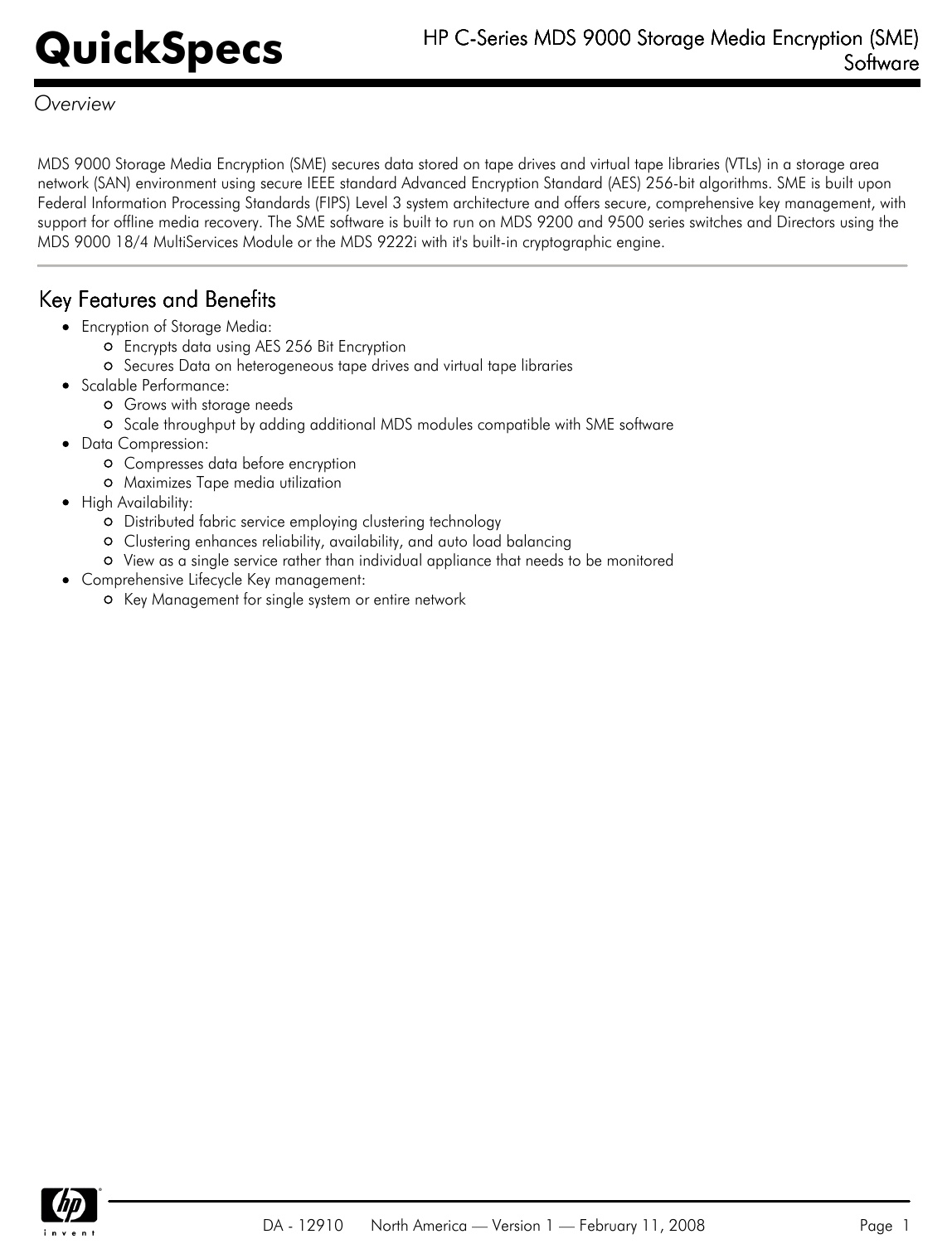# HP C-Series MDS 9000 Storage Media Encryption (SME) Software

*Overview*

MDS 9000 Storage Media Encryption (SME) secures data stored on tape drives and virtual tape libraries (VTLs) in a storage area network (SAN) environment using secure IEEE standard Advanced Encryption Standard (AES) 256-bit algorithms. SME is built upon Federal Information Processing Standards (FIPS) Level 3 system architecture and offers secure, comprehensive key management, with support for offline media recovery. The SME software is built to run on MDS 9200 and 9500 series switches and Directors using the MDS 9000 18/4 MultiServices Module or the MDS 9222i with it's built-in cryptographic engine.

## Key Features and Benefits

- Encryption of Storage Media:
  - Encrypts data using AES 256 Bit Encryption
  - Secures Data on heterogeneous tape drives and virtual tape libraries
- Scalable Performance:
  - Grows with storage needs
  - Scale throughput by adding additional MDS modules compatible with SME software
- Data Compression:
  - Compresses data before encryption
  - Maximizes Tape media utilization
- High Availability:
  - Distributed fabric service employing clustering technology
  - Clustering enhances reliability, availability, and auto load balancing
  - View as a single service rather than individual appliance that needs to be monitored
- Comprehensive Lifecycle Key management:
  - Key Management for single system or entire network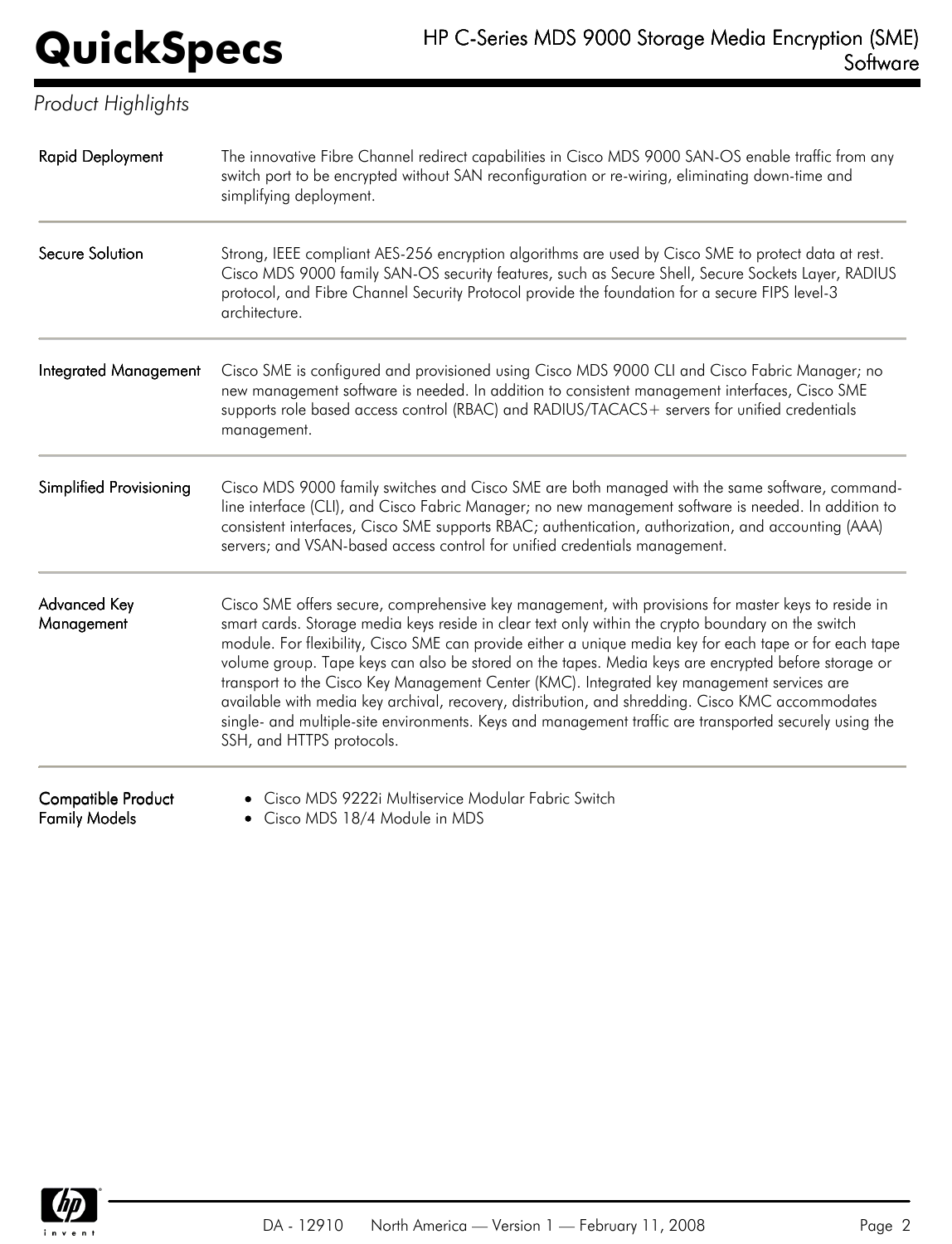*Product Highlights*

| | |
|---|---|
| **Rapid Deployment** | The innovative Fibre Channel redirect capabilities in Cisco MDS 9000 SAN-OS enable traffic from any switch port to be encrypted without SAN reconfiguration or re-wiring, eliminating down-time and simplifying deployment. |
| **Secure Solution** | Strong, IEEE compliant AES-256 encryption algorithms are used by Cisco SME to protect data at rest. Cisco MDS 9000 family SAN-OS security features, such as Secure Shell, Secure Sockets Layer, RADIUS protocol, and Fibre Channel Security Protocol provide the foundation for a secure FIPS level-3 architecture. |
| **Integrated Management** | Cisco SME is configured and provisioned using Cisco MDS 9000 CLI and Cisco Fabric Manager; no new management software is needed. In addition to consistent management interfaces, Cisco SME supports role based access control (RBAC) and RADIUS/TACACS+ servers for unified credentials management. |
| **Simplified Provisioning** | Cisco MDS 9000 family switches and Cisco SME are both managed with the same software, command-line interface (CLI), and Cisco Fabric Manager; no new management software is needed. In addition to consistent interfaces, Cisco SME supports RBAC; authentication, authorization, and accounting (AAA) servers; and VSAN-based access control for unified credentials management. |
| **Advanced Key Management** | Cisco SME offers secure, comprehensive key management, with provisions for master keys to reside in smart cards. Storage media keys reside in clear text only within the crypto boundary on the switch module. For flexibility, Cisco SME can provide either a unique media key for each tape or for each tape volume group. Tape keys can also be stored on the tapes. Media keys are encrypted before storage or transport to the Cisco Key Management Center (KMC). Integrated key management services are available with media key archival, recovery, distribution, and shredding. Cisco KMC accommodates single- and multiple-site environments. Keys and management traffic are transported securely using the SSH, and HTTPS protocols. |
| **Compatible Product Family Models** | • Cisco MDS 9222i Multiservice Modular Fabric Switch<br>• Cisco MDS 18/4 Module in MDS |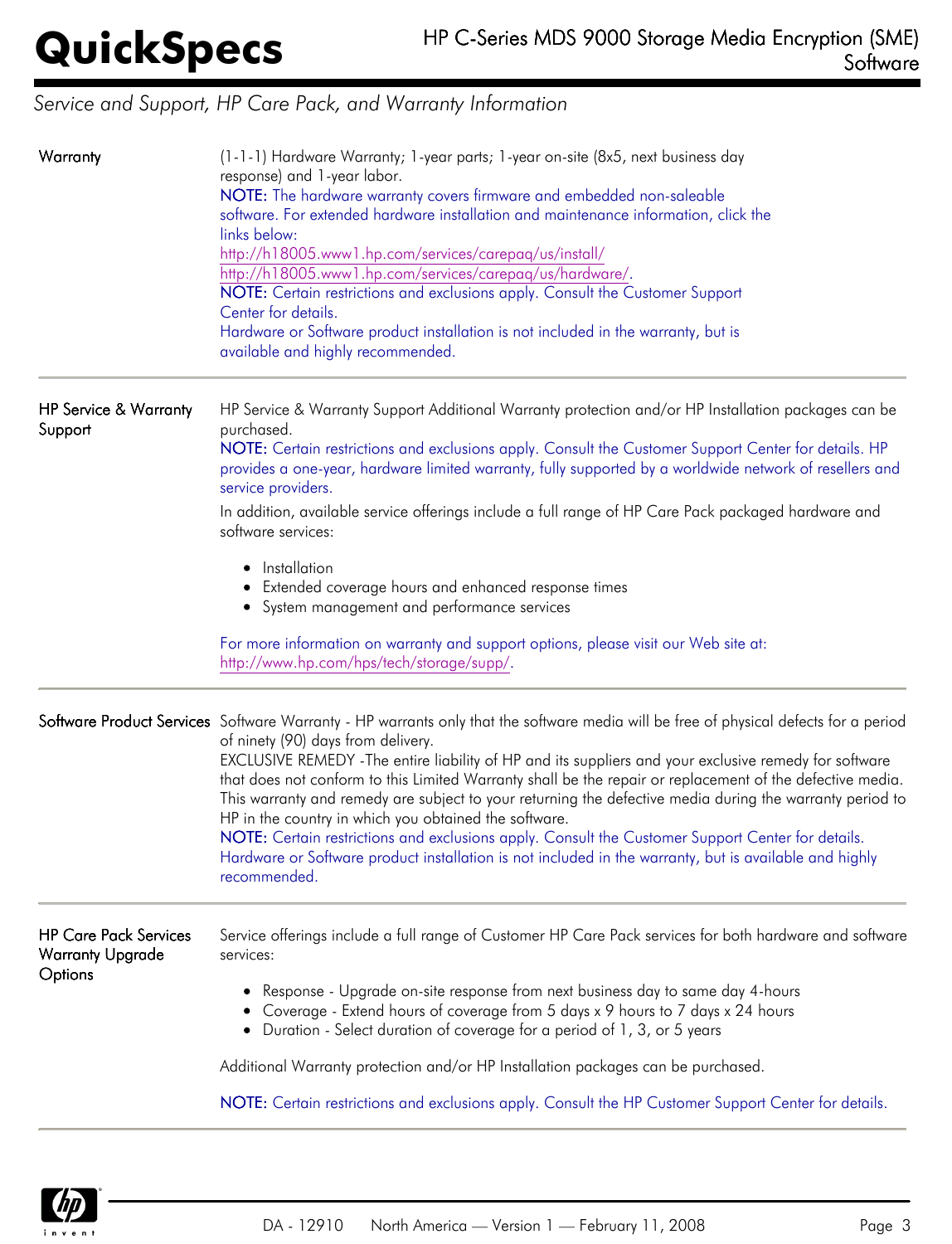## Service and Support, HP Care Pack, and Warranty Information

### Warranty

(1-1-1) Hardware Warranty; 1-year parts; 1-year on-site (8x5, next business day response) and 1-year labor.

**NOTE:** The hardware warranty covers firmware and embedded non-saleable software. For extended hardware installation and maintenance information, click the links below:
http://h18005.www1.hp.com/services/carepaq/us/install/
http://h18005.www1.hp.com/services/carepaq/us/hardware/.

**NOTE:** Certain restrictions and exclusions apply. Consult the Customer Support Center for details.

Hardware or Software product installation is not included in the warranty, but is available and highly recommended.

### HP Service & Warranty Support

HP Service & Warranty Support Additional Warranty protection and/or HP Installation packages can be purchased.

**NOTE:** Certain restrictions and exclusions apply. Consult the Customer Support Center for details. HP provides a one-year, hardware limited warranty, fully supported by a worldwide network of resellers and service providers.

In addition, available service offerings include a full range of HP Care Pack packaged hardware and software services:

- Installation
- Extended coverage hours and enhanced response times
- System management and performance services

For more information on warranty and support options, please visit our Web site at: http://www.hp.com/hps/tech/storage/supp/.

### Software Product Services

Software Warranty - HP warrants only that the software media will be free of physical defects for a period of ninety (90) days from delivery.

EXCLUSIVE REMEDY -The entire liability of HP and its suppliers and your exclusive remedy for software that does not conform to this Limited Warranty shall be the repair or replacement of the defective media. This warranty and remedy are subject to your returning the defective media during the warranty period to HP in the country in which you obtained the software.

**NOTE:** Certain restrictions and exclusions apply. Consult the Customer Support Center for details. Hardware or Software product installation is not included in the warranty, but is available and highly recommended.

### HP Care Pack Services Warranty Upgrade Options

Service offerings include a full range of Customer HP Care Pack services for both hardware and software services:

- Response - Upgrade on-site response from next business day to same day 4-hours
- Coverage - Extend hours of coverage from 5 days x 9 hours to 7 days x 24 hours
- Duration - Select duration of coverage for a period of 1, 3, or 5 years

Additional Warranty protection and/or HP Installation packages can be purchased.

**NOTE:** Certain restrictions and exclusions apply. Consult the HP Customer Support Center for details.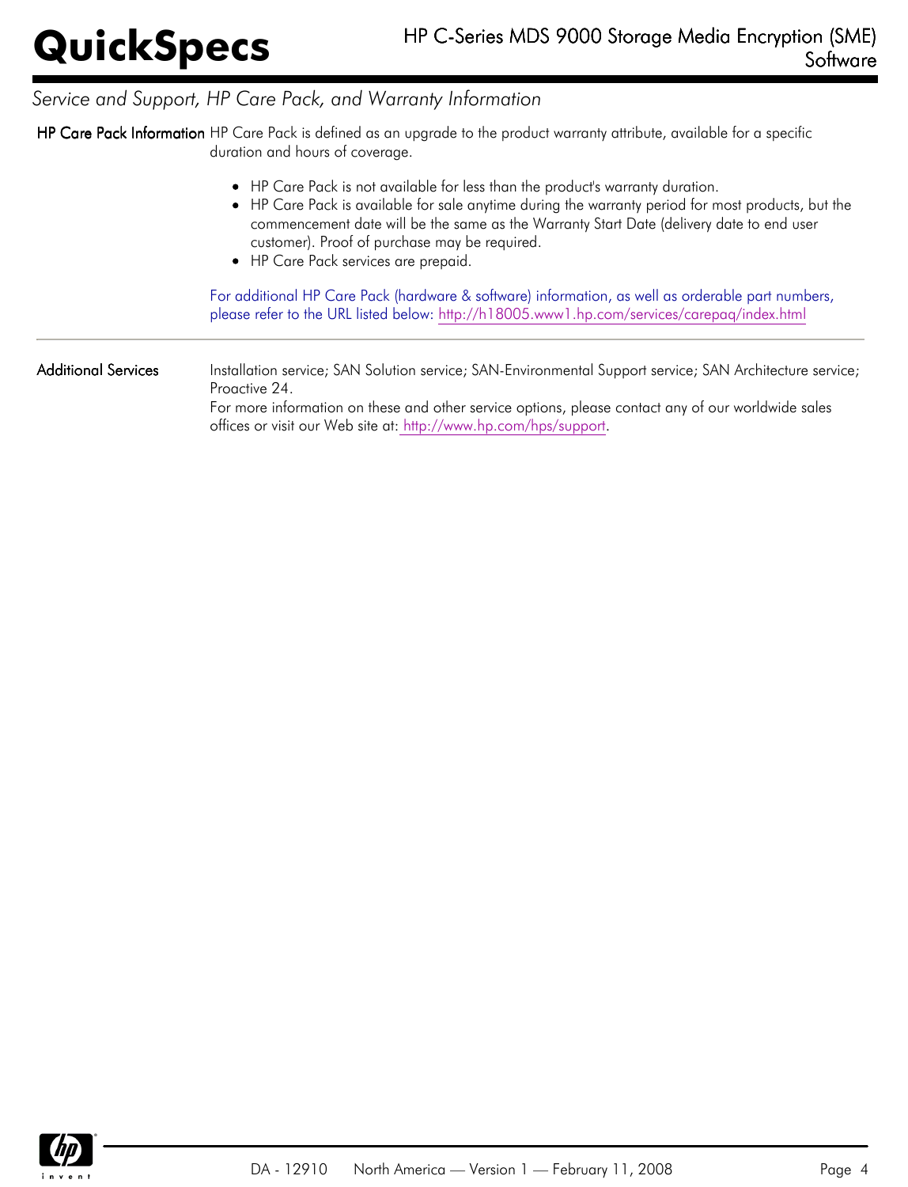## Service and Support, HP Care Pack, and Warranty Information

**HP Care Pack Information**

HP Care Pack is defined as an upgrade to the product warranty attribute, available for a specific duration and hours of coverage.

- HP Care Pack is not available for less than the product's warranty duration.
- HP Care Pack is available for sale anytime during the warranty period for most products, but the commencement date will be the same as the Warranty Start Date (delivery date to end user customer). Proof of purchase may be required.
- HP Care Pack services are prepaid.

For additional HP Care Pack (hardware & software) information, as well as orderable part numbers, please refer to the URL listed below: http://h18005.www1.hp.com/services/carepaq/index.html

**Additional Services**

Installation service; SAN Solution service; SAN-Environmental Support service; SAN Architecture service; Proactive 24.

For more information on these and other service options, please contact any of our worldwide sales offices or visit our Web site at: http://www.hp.com/hps/support.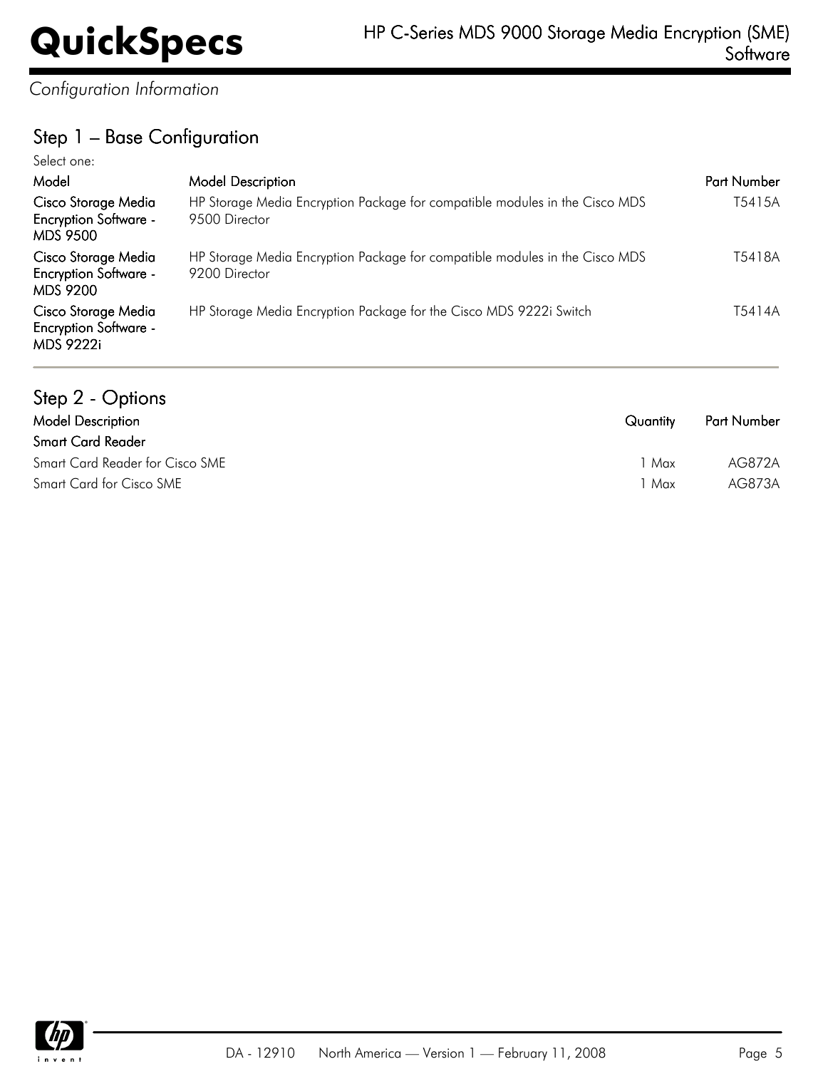*Configuration Information*

## Step 1 – Base Configuration

Select one:

| Model | Model Description | Part Number |
|---|---|---|
| Cisco Storage Media Encryption Software - MDS 9500 | HP Storage Media Encryption Package for compatible modules in the Cisco MDS 9500 Director | T5415A |
| Cisco Storage Media Encryption Software - MDS 9200 | HP Storage Media Encryption Package for compatible modules in the Cisco MDS 9200 Director | T5418A |
| Cisco Storage Media Encryption Software - MDS 9222i | HP Storage Media Encryption Package for the Cisco MDS 9222i Switch | T5414A |

## Step 2 - Options

| Model Description | Quantity | Part Number |
|---|---|---|
| **Smart Card Reader** | | |
| Smart Card Reader for Cisco SME | 1 Max | AG872A |
| Smart Card for Cisco SME | 1 Max | AG873A |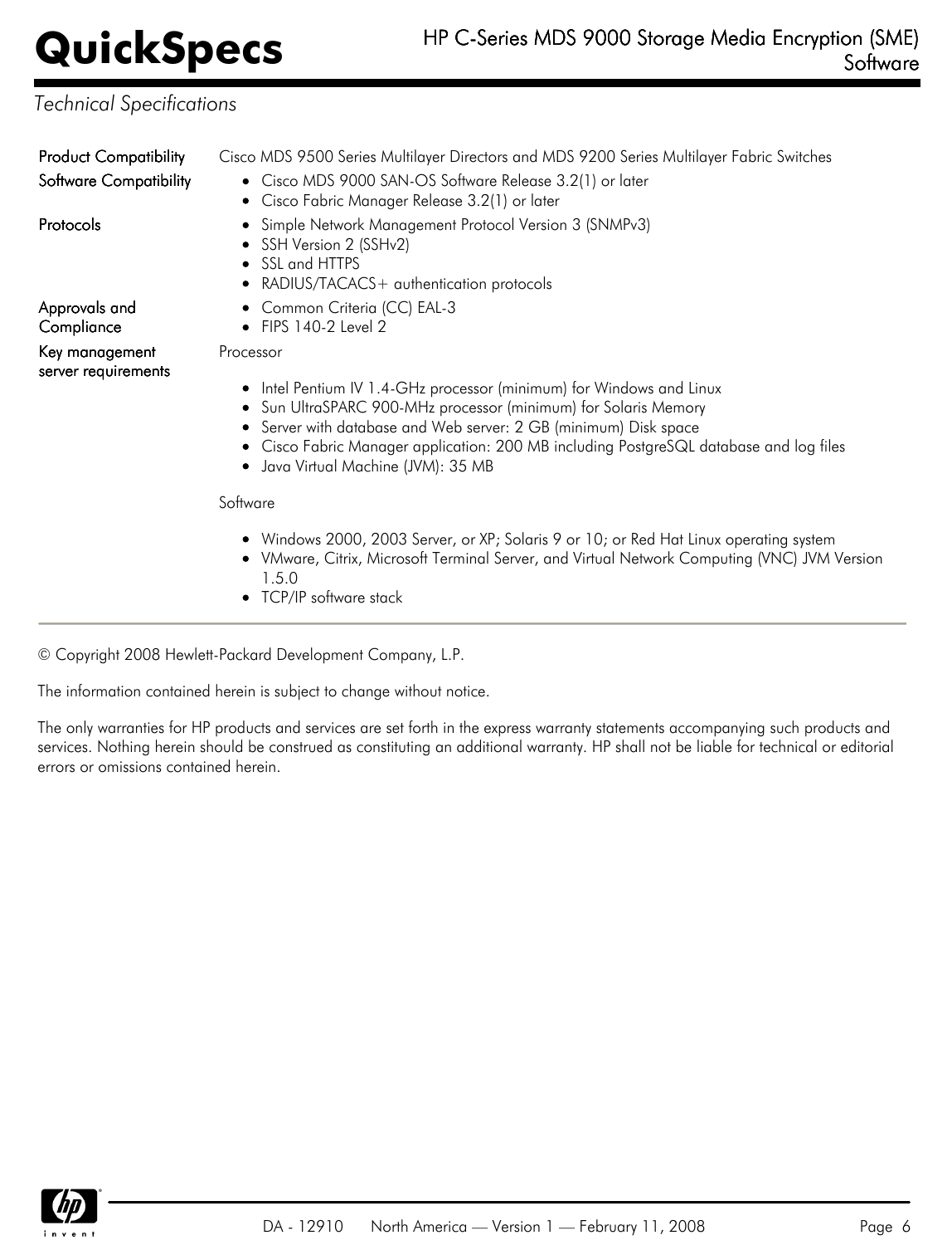## Technical Specifications

| | |
|---|---|
| **Product Compatibility** | Cisco MDS 9500 Series Multilayer Directors and MDS 9200 Series Multilayer Fabric Switches |
| **Software Compatibility** | • Cisco MDS 9000 SAN-OS Software Release 3.2(1) or later<br>• Cisco Fabric Manager Release 3.2(1) or later |
| **Protocols** | • Simple Network Management Protocol Version 3 (SNMPv3)<br>• SSH Version 2 (SSHv2)<br>• SSL and HTTPS<br>• RADIUS/TACACS+ authentication protocols |
| **Approvals and Compliance** | • Common Criteria (CC) EAL-3<br>• FIPS 140-2 Level 2 |
| **Key management server requirements** | Processor<br>• Intel Pentium IV 1.4-GHz processor (minimum) for Windows and Linux<br>• Sun UltraSPARC 900-MHz processor (minimum) for Solaris Memory<br>• Server with database and Web server: 2 GB (minimum) Disk space<br>• Cisco Fabric Manager application: 200 MB including PostgreSQL database and log files<br>• Java Virtual Machine (JVM): 35 MB<br><br>Software<br>• Windows 2000, 2003 Server, or XP; Solaris 9 or 10; or Red Hat Linux operating system<br>• VMware, Citrix, Microsoft Terminal Server, and Virtual Network Computing (VNC) JVM Version 1.5.0<br>• TCP/IP software stack |

© Copyright 2008 Hewlett-Packard Development Company, L.P.

The information contained herein is subject to change without notice.

The only warranties for HP products and services are set forth in the express warranty statements accompanying such products and services. Nothing herein should be construed as constituting an additional warranty. HP shall not be liable for technical or editorial errors or omissions contained herein.

DA - 12910 North America — Version 1 — February 11, 2008